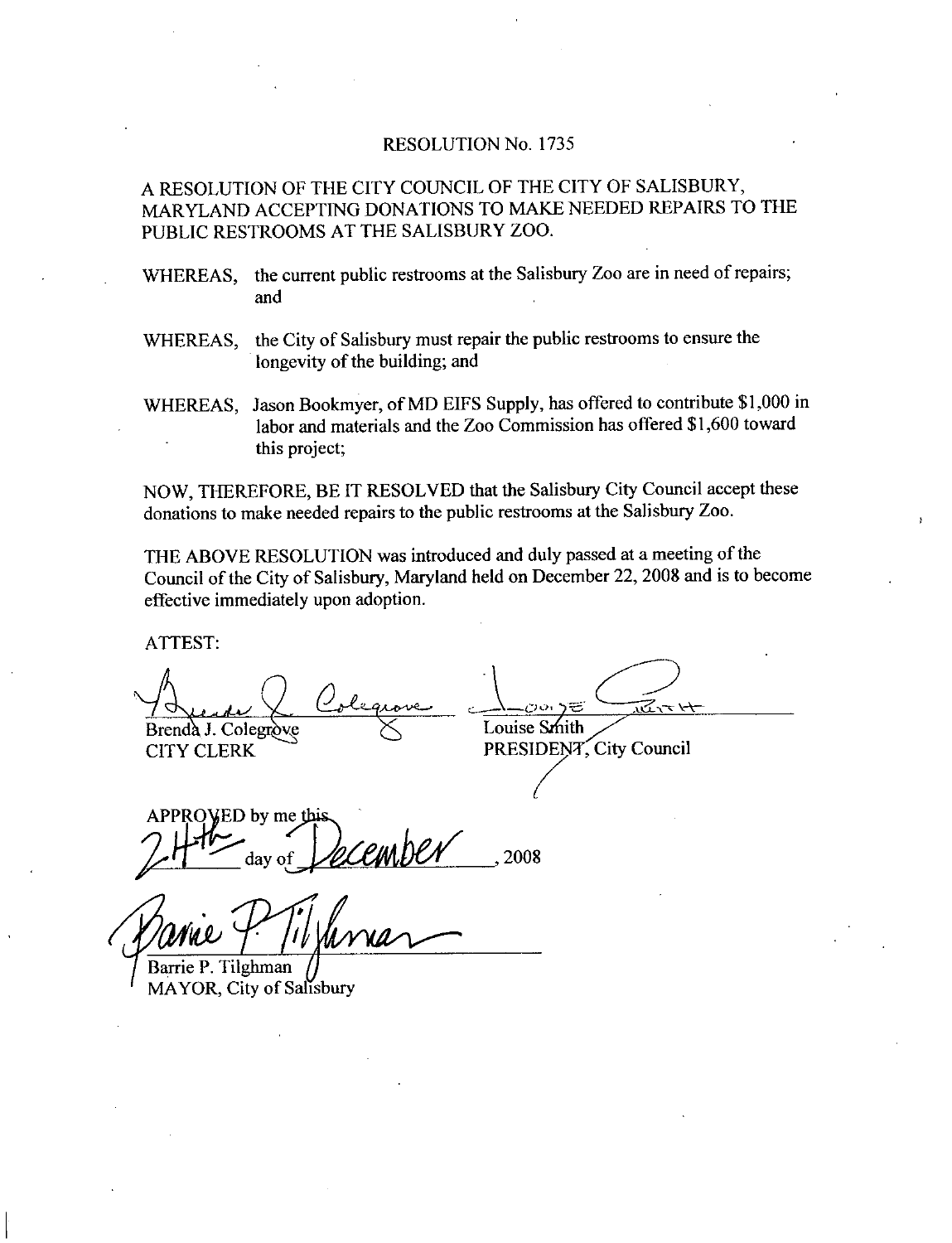RESOLUTION No. 1735

A RESOLUTION OF THE CITY COUNCIL OF THE CITY OF SALISBURY, MARYLAND ACCEPTING DONATIONS TO MAKE NEEDED REPAIRS TO THE PUBLIC RESTROOMS AT THE SALISBURY ZOO.

WHEREAS, the current public restrooms at the Salisbury Zoo are in need of repairs; and

WHEREAS, the City of Salisbury must repair the public restrooms to ensure the longevity of the building; and

WHEREAS, Jason Bookmyer, of MD EIFS Supply, has offered to contribute $1,000 in labor and materials and the Zoo Commission has offered $1,600 toward this project;

NOW, THEREFORE, BE IT RESOLVED that the Salisbury City Council accept these donations to make needed repairs to the public restrooms at the Salisbury Zoo.

THE ABOVE RESOLUTION was introduced and duly passed at a meeting of the Council of the City of Salisbury, Maryland held on December 22, 2008 and is to become effective immediately upon adoption.

ATTEST:

Brenda J. Colegrove
CITY CLERK

Louise Smith
PRESIDENT, City Council

APPROVED by me this 24th day of December, 2008

Barrie P. Tilghman
MAYOR, City of Salisbury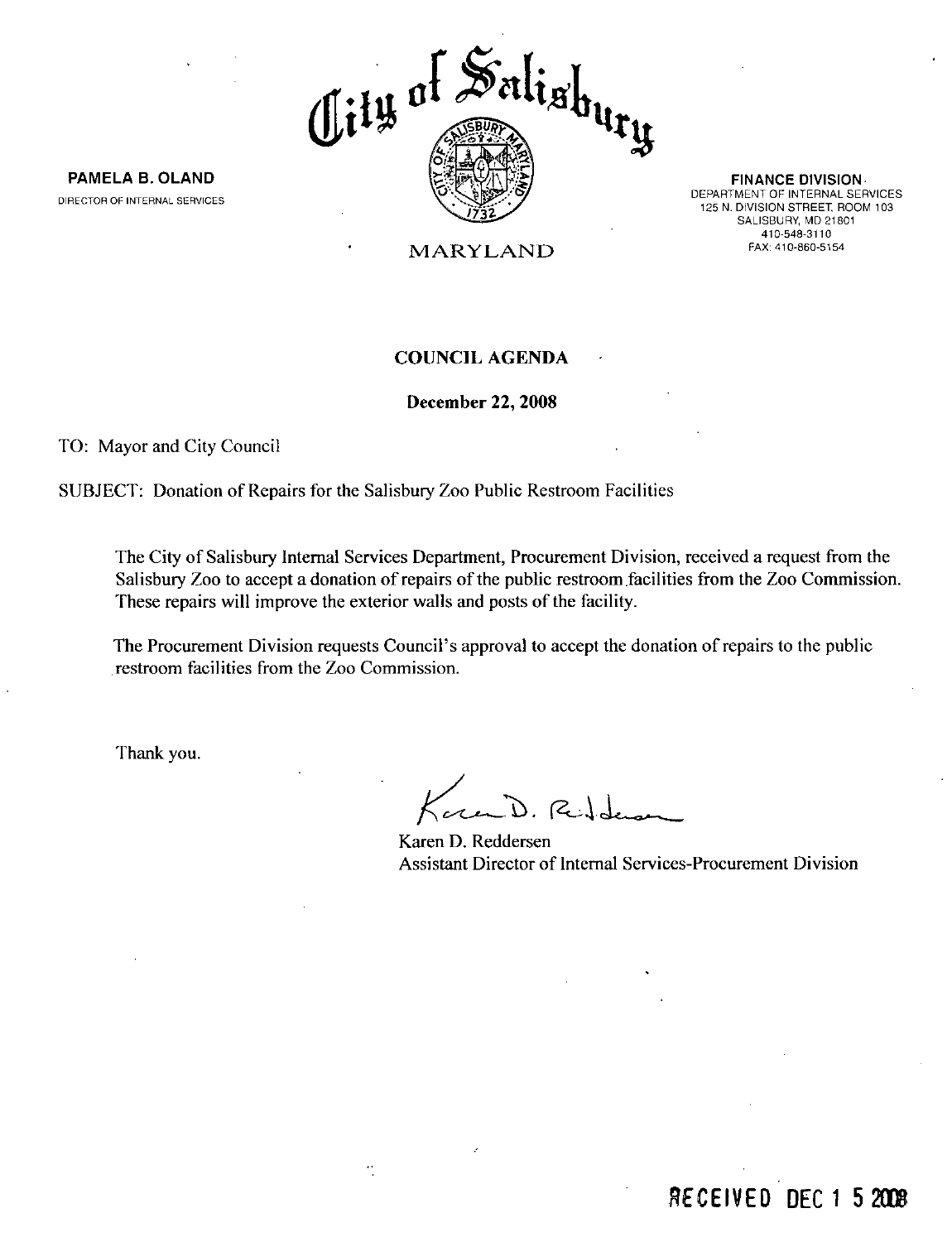# City of Salisbury

**PAMELA B. OLAND**
DIRECTOR OF INTERNAL SERVICES

MARYLAND

**FINANCE DIVISION**
DEPARTMENT OF INTERNAL SERVICES
125 N. DIVISION STREET, ROOM 103
SALISBURY, MD 21801
410-548-3110
FAX: 410-860-5154

**COUNCIL AGENDA**

**December 22, 2008**

TO: Mayor and City Council

SUBJECT: Donation of Repairs for the Salisbury Zoo Public Restroom Facilities

The City of Salisbury Internal Services Department, Procurement Division, received a request from the Salisbury Zoo to accept a donation of repairs of the public restroom facilities from the Zoo Commission. These repairs will improve the exterior walls and posts of the facility.

The Procurement Division requests Council's approval to accept the donation of repairs to the public restroom facilities from the Zoo Commission.

Thank you.

Karen D. Reddersen
Assistant Director of Internal Services-Procurement Division

RECEIVED DEC 15 2008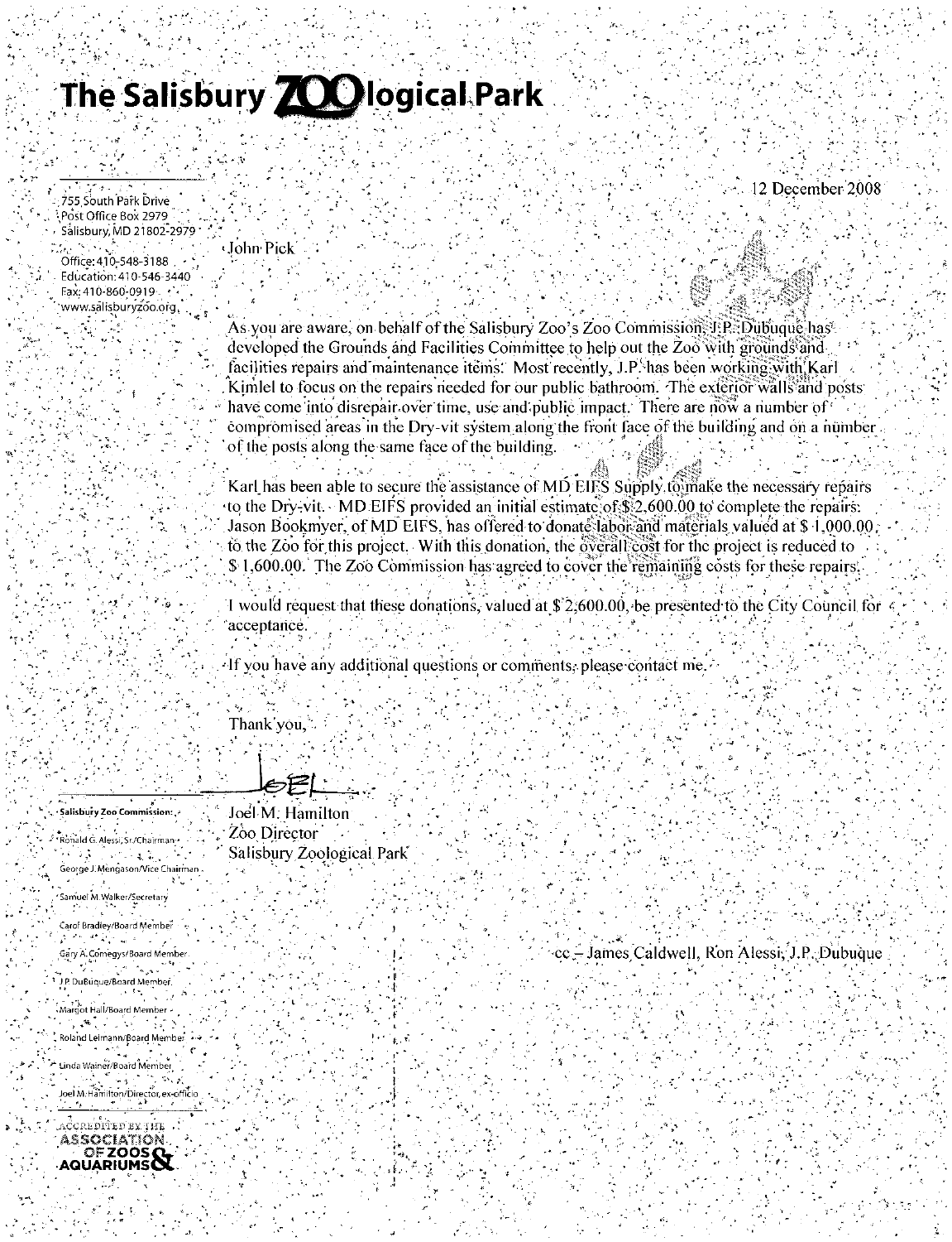# The Salisbury ZOOlogical Park

755 South Park Drive
Post Office Box 2979
Salisbury, MD 21802-2979

Office: 410-548-3188
Education: 410-546-3440
Fax: 410-860-0919
www.salisburyzoo.org

12 December 2008

John Pick

As you are aware, on behalf of the Salisbury Zoo's Zoo Commission, J.P. Dubuque has developed the Grounds and Facilities Committee to help out the Zoo with grounds and facilities repairs and maintenance items. Most recently, J.P. has been working with Karl Kimlel to focus on the repairs needed for our public bathroom. The exterior walls and posts have come into disrepair over time, use and public impact. There are now a number of compromised areas in the Dry-vit system along the front face of the building and on a number of the posts along the same face of the building.

Karl has been able to secure the assistance of MD EIFS Supply to make the necessary repairs to the Dry-vit. MD EIFS provided an initial estimate of $ 2,600.00 to complete the repairs. Jason Bookmyer, of MD EIFS, has offered to donate labor and materials valued at $ 1,000.00 to the Zoo for this project. With this donation, the overall cost for the project is reduced to $ 1,600.00. The Zoo Commission has agreed to cover the remaining costs for these repairs.

I would request that these donations, valued at $ 2,600.00, be presented to the City Council for acceptance.

If you have any additional questions or comments, please contact me.

Thank you,

Joel M. Hamilton
Zoo Director
Salisbury Zoological Park

cc – James Caldwell, Ron Alessi, J.P. Dubuque

**Salisbury Zoo Commission:**

Ronald G. Alessi, Sr./Chairman
George J. Mengason/Vice Chairman
Samuel M. Walker/Secretary
Carol Bradley/Board Member
Gary A. Comegys/Board Member
J.P. DuBuque/Board Member
Margot Hall/Board Member
Roland Leimann/Board Member
Linda Wainer/Board Member
Joel M. Hamilton/Director, ex-officio

ACCREDITED BY THE ASSOCIATION OF ZOOS & AQUARIUMS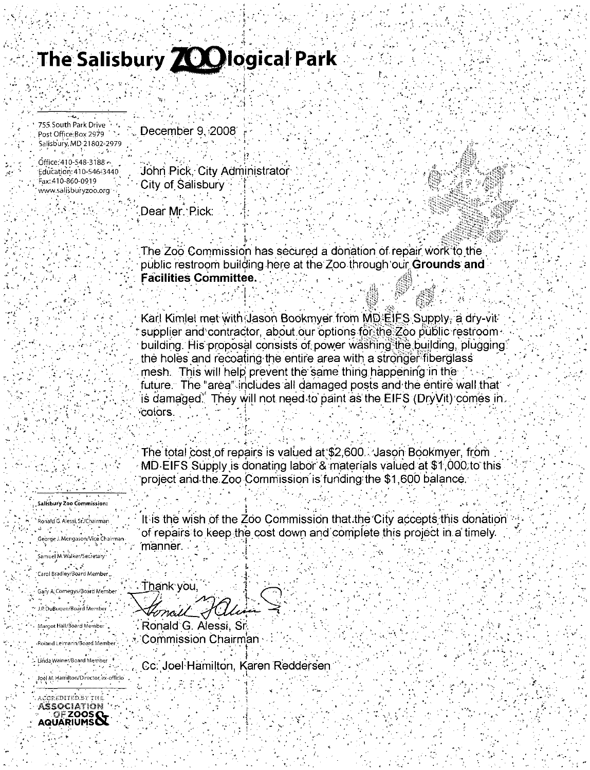# The Salisbury Zoological Park

755 South Park Drive
Post Office Box 2979
Salisbury, MD 21802-2979

Office: 410-548-3188
Education: 410-546-3440
Fax: 410-860-0919
www.salisburyzoo.org

**Salisbury Zoo Commission:**

Ronald G. Alessi, Sr./Chairman
George J. Mengason/Vice Chairman
Samuel M. Walker/Secretary
Carol Bradley/Board Member
Gary A. Comegys/Board Member
J.P. DuBuque/Board Member
Margot Hall/Board Member
Roland Leimann/Board Member
Linda Wainer/Board Member
Joel M. Hamilton/Director, ex-officio

ACCREDITED BY THE ASSOCIATION OF ZOOS & AQUARIUMS

December 9, 2008

John Pick, City Administrator
City of Salisbury

Dear Mr. Pick:

The Zoo Commission has secured a donation of repair work to the public restroom building here at the Zoo through our **Grounds and Facilities Committee.**

Karl Kimlel met with Jason Bookmyer from MD EIFS Supply, a dry-vit supplier and contractor, about our options for the Zoo public restroom building. His proposal consists of power washing the building, plugging the holes and recoating the entire area with a stronger fiberglass mesh. This will help prevent the same thing happening in the future. The "area" includes all damaged posts and the entire wall that is damaged. They will not need to paint as the EIFS (DryVit) comes in colors.

The total cost of repairs is valued at $2,600. Jason Bookmyer, from MD EIFS Supply is donating labor & materials valued at $1,000 to this project and the Zoo Commission is funding the $1,600 balance.

It is the wish of the Zoo Commission that the City accepts this donation of repairs to keep the cost down and complete this project in a timely manner.

Thank you,

Ronald G. Alessi, Sr.
Commission Chairman

Cc: Joel Hamilton, Karen Reddersen